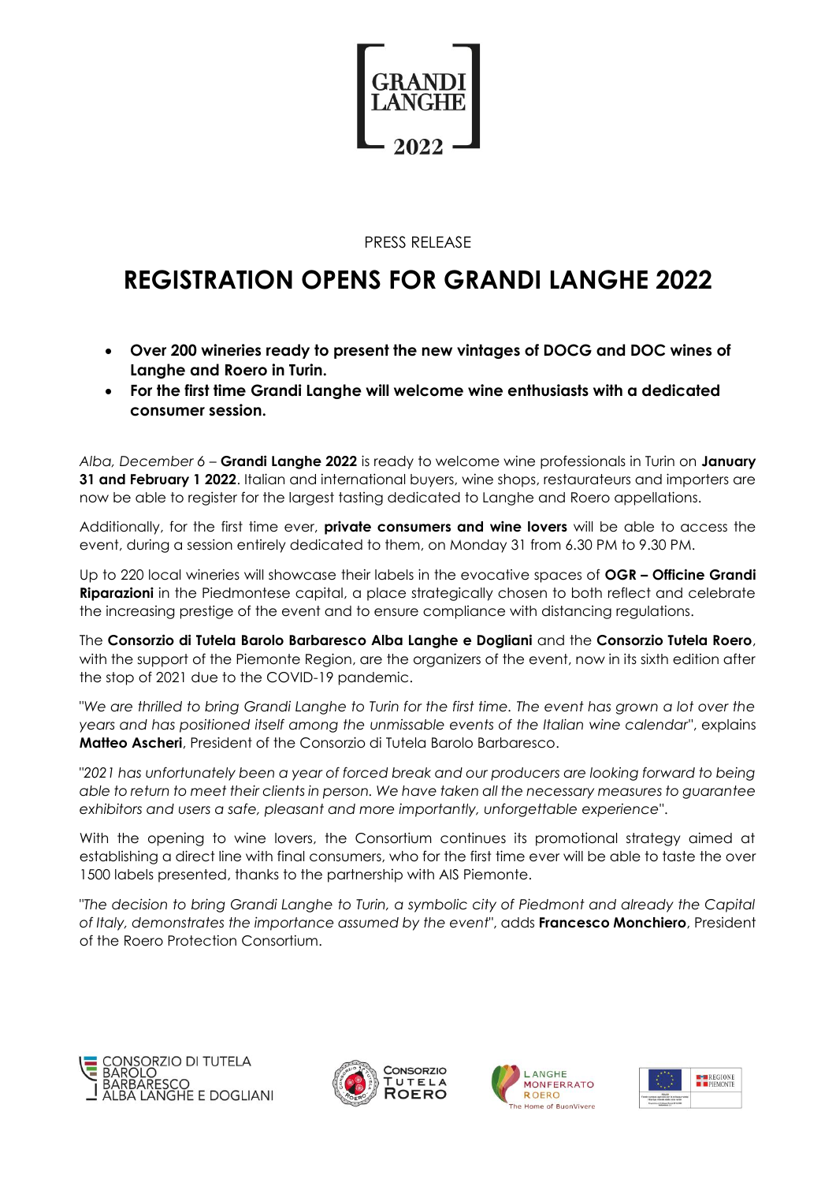GRANDI LANGHE 2022

PRESS RELEASE

# REGISTRATION OPENS FOR GRANDI LANGHE 2022

- **Over 200 wineries ready to present the new vintages of DOCG and DOC wines of Langhe and Roero in Turin.**
- **For the first time Grandi Langhe will welcome wine enthusiasts with a dedicated consumer session.**

*Alba, December 6* – **Grandi Langhe 2022** is ready to welcome wine professionals in Turin on **January 31 and February 1 2022**. Italian and international buyers, wine shops, restaurateurs and importers are now be able to register for the largest tasting dedicated to Langhe and Roero appellations.

Additionally, for the first time ever, **private consumers and wine lovers** will be able to access the event, during a session entirely dedicated to them, on Monday 31 from 6.30 PM to 9.30 PM.

Up to 220 local wineries will showcase their labels in the evocative spaces of **OGR – Officine Grandi Riparazioni** in the Piedmontese capital, a place strategically chosen to both reflect and celebrate the increasing prestige of the event and to ensure compliance with distancing regulations.

The **Consorzio di Tutela Barolo Barbaresco Alba Langhe e Dogliani** and the **Consorzio Tutela Roero**, with the support of the Piemonte Region, are the organizers of the event, now in its sixth edition after the stop of 2021 due to the COVID-19 pandemic.

"*We are thrilled to bring Grandi Langhe to Turin for the first time. The event has grown a lot over the years and has positioned itself among the unmissable events of the Italian wine calendar*", explains **Matteo Ascheri**, President of the Consorzio di Tutela Barolo Barbaresco.

"*2021 has unfortunately been a year of forced break and our producers are looking forward to being able to return to meet their clients in person. We have taken all the necessary measures to guarantee exhibitors and users a safe, pleasant and more importantly, unforgettable experience*".

With the opening to wine lovers, the Consortium continues its promotional strategy aimed at establishing a direct line with final consumers, who for the first time ever will be able to taste the over 1500 labels presented, thanks to the partnership with AIS Piemonte.

"*The decision to bring Grandi Langhe to Turin, a symbolic city of Piedmont and already the Capital of Italy, demonstrates the importance assumed by the event*", adds **Francesco Monchiero**, President of the Roero Protection Consortium.

CONSORZIO DI TUTELA BAROLO BARBARESCO ALBA LANGHE E DOGLIANI

CONSORZIO TUTELA ROERO

LANGHE MONFERRATO ROERO The Home of BuonVivere

REGIONE PIEMONTE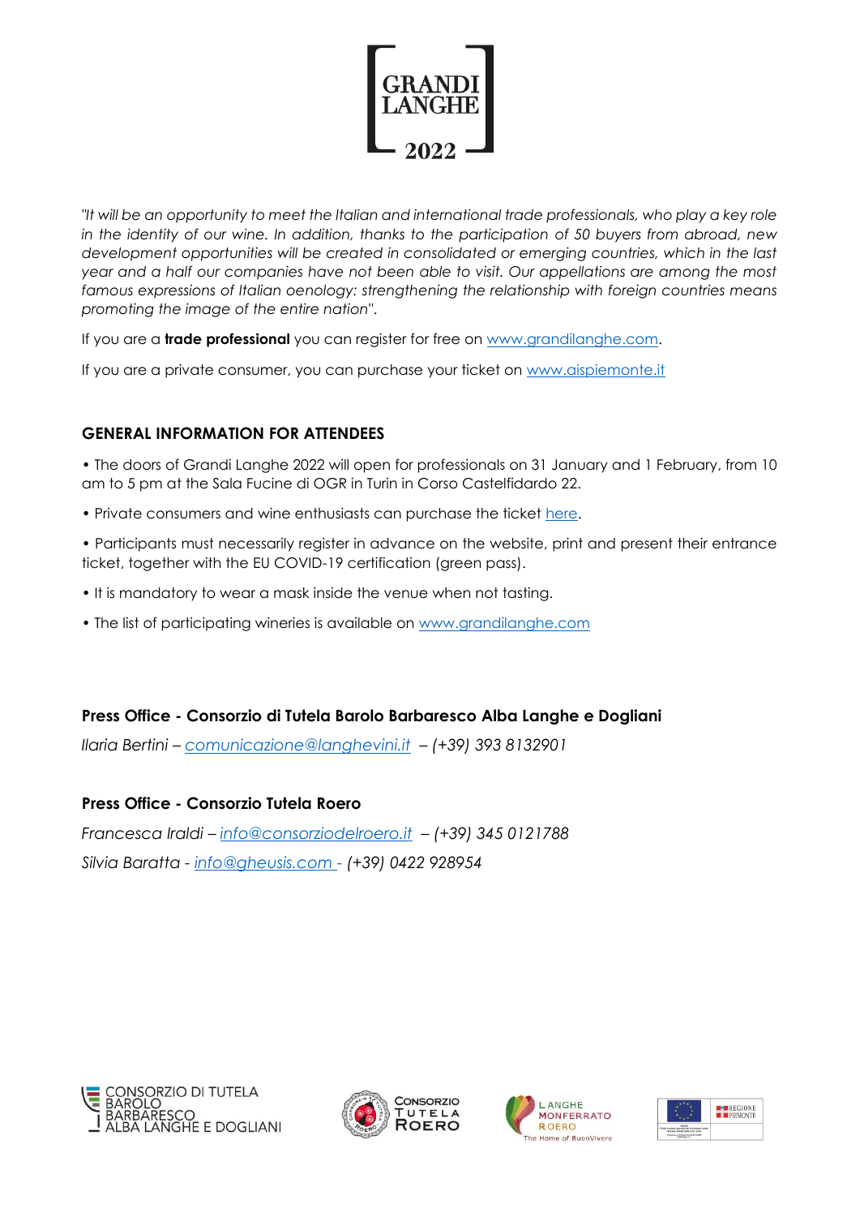# GRANDI LANGHE 2022

*"It will be an opportunity to meet the Italian and international trade professionals, who play a key role in the identity of our wine. In addition, thanks to the participation of 50 buyers from abroad, new development opportunities will be created in consolidated or emerging countries, which in the last year and a half our companies have not been able to visit. Our appellations are among the most famous expressions of Italian oenology: strengthening the relationship with foreign countries means promoting the image of the entire nation".*

If you are a **trade professional** you can register for free on www.grandilanghe.com.

If you are a private consumer, you can purchase your ticket on www.aispiemonte.it

## GENERAL INFORMATION FOR ATTENDEES

- The doors of Grandi Langhe 2022 will open for professionals on 31 January and 1 February, from 10 am to 5 pm at the Sala Fucine di OGR in Turin in Corso Castelfidardo 22.
- Private consumers and wine enthusiasts can purchase the ticket here.
- Participants must necessarily register in advance on the website, print and present their entrance ticket, together with the EU COVID-19 certification (green pass).
- It is mandatory to wear a mask inside the venue when not tasting.
- The list of participating wineries is available on www.grandilanghe.com

**Press Office - Consorzio di Tutela Barolo Barbaresco Alba Langhe e Dogliani**

*Ilaria Bertini – comunicazione@langhevini.it – (+39) 393 8132901*

**Press Office - Consorzio Tutela Roero**

*Francesca Iraldi – info@consorziodelroero.it – (+39) 345 0121788*

*Silvia Baratta - info@gheusis.com - (+39) 0422 928954*

CONSORZIO DI TUTELA BAROLO BARBARESCO ALBA LANGHE E DOGLIANI

CONSORZIO TUTELA ROERO

LANGHE MONFERRATO ROERO The Home of BuonVivere

REGIONE PIEMONTE